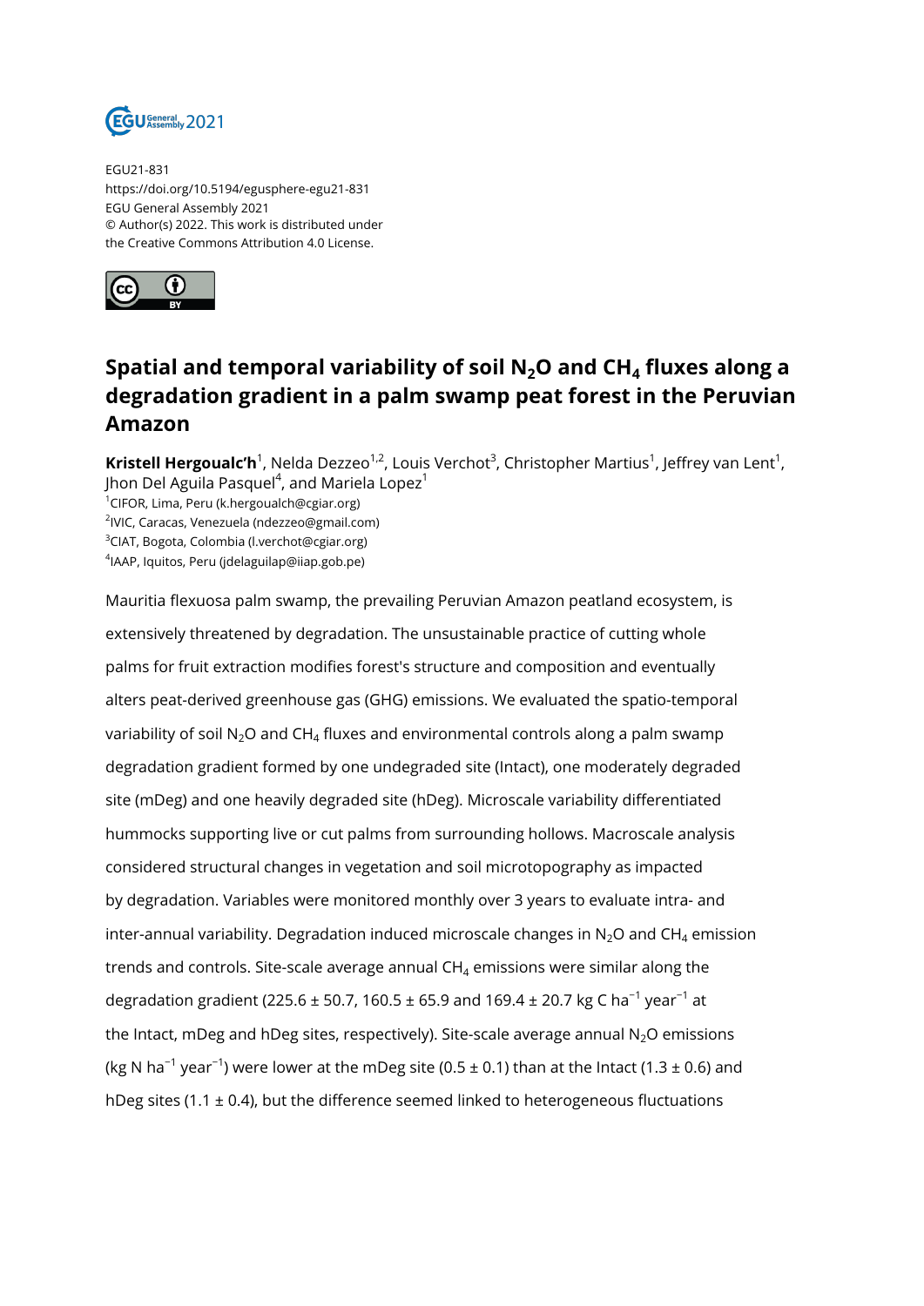EGU21-831
https://doi.org/10.5194/egusphere-egu21-831
EGU General Assembly 2021
© Author(s) 2022. This work is distributed under
the Creative Commons Attribution 4.0 License.

# Spatial and temporal variability of soil $N_2O$ and $CH_4$ fluxes along a degradation gradient in a palm swamp peat forest in the Peruvian Amazon

**Kristell Hergoualc'h**[1], Nelda Dezzeo[1,2], Louis Verchot[3], Christopher Martius[1], Jeffrey van Lent[1], Jhon Del Aguila Pasquel[4], and Mariela Lopez[1]

[1]CIFOR, Lima, Peru (k.hergoualch@cgiar.org)
[2]IVIC, Caracas, Venezuela (ndezzeo@gmail.com)
[3]CIAT, Bogota, Colombia (l.verchot@cgiar.org)
[4]IIAP, Iquitos, Peru (jdelaguilap@iiap.gob.pe)

Mauritia flexuosa palm swamp, the prevailing Peruvian Amazon peatland ecosystem, is extensively threatened by degradation. The unsustainable practice of cutting whole palms for fruit extraction modifies forest's structure and composition and eventually alters peat-derived greenhouse gas (GHG) emissions. We evaluated the spatio-temporal variability of soil $N_2O$ and $CH_4$ fluxes and environmental controls along a palm swamp degradation gradient formed by one undegraded site (Intact), one moderately degraded site (mDeg) and one heavily degraded site (hDeg). Microscale variability differentiated hummocks supporting live or cut palms from surrounding hollows. Macroscale analysis considered structural changes in vegetation and soil microtopography as impacted by degradation. Variables were monitored monthly over 3 years to evaluate intra- and inter-annual variability. Degradation induced microscale changes in $N_2O$ and $CH_4$ emission trends and controls. Site-scale average annual $CH_4$ emissions were similar along the degradation gradient (225.6 ± 50.7, 160.5 ± 65.9 and 169.4 ± 20.7 kg C $ha^{-1}$ $year^{-1}$ at the Intact, mDeg and hDeg sites, respectively). Site-scale average annual $N_2O$ emissions (kg N $ha^{-1}$ $year^{-1}$) were lower at the mDeg site (0.5 ± 0.1) than at the Intact (1.3 ± 0.6) and hDeg sites (1.1 ± 0.4), but the difference seemed linked to heterogeneous fluctuations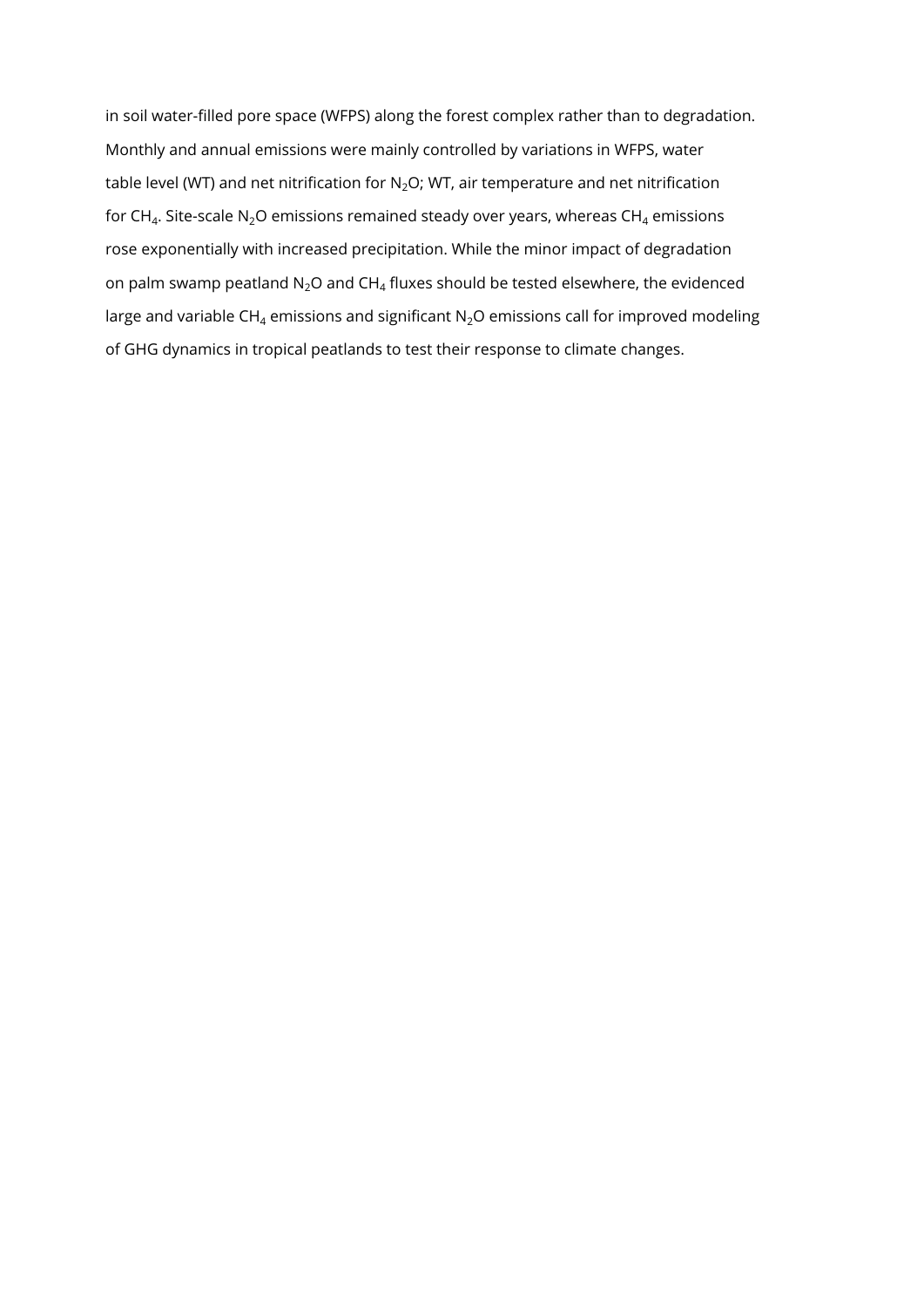in soil water-filled pore space (WFPS) along the forest complex rather than to degradation. Monthly and annual emissions were mainly controlled by variations in WFPS, water table level (WT) and net nitrification for $N_2O$; WT, air temperature and net nitrification for $CH_4$. Site-scale $N_2O$ emissions remained steady over years, whereas $CH_4$ emissions rose exponentially with increased precipitation. While the minor impact of degradation on palm swamp peatland $N_2O$ and $CH_4$ fluxes should be tested elsewhere, the evidenced large and variable $CH_4$ emissions and significant $N_2O$ emissions call for improved modeling of GHG dynamics in tropical peatlands to test their response to climate changes.